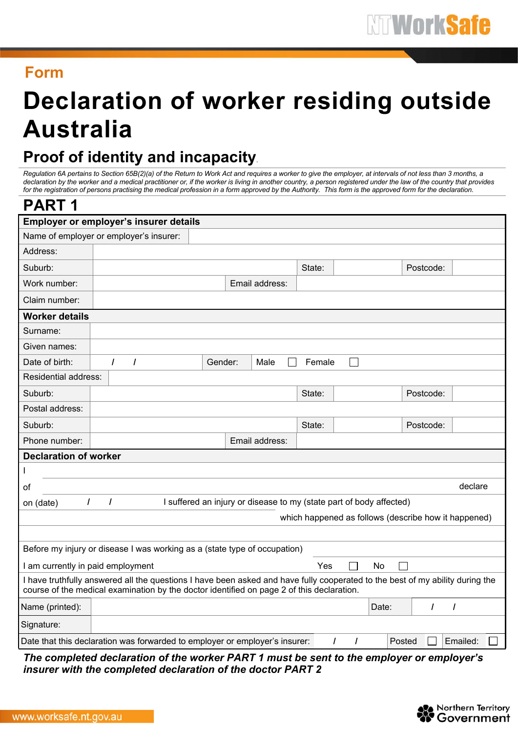Form

# Declaration of worker residing outside Australia

## Proof of identity and incapacity

*Regulation 6A pertains to Section 65B(2)(a) of the Return to Work Act and requires a worker to give the employer, at intervals of not less than 3 months, a declaration by the worker and a medical practitioner or, if the worker is living in another country, a person registered under the law of the country that provides for the registration of persons practising the medical profession in a form approved by the Authority. This form is the approved form for the declaration.*

# PART 1

| **Employer or employer's insurer details** | | | | | |
|---|---|---|---|---|---|
| Name of employer or employer's insurer: | | | | | |
| Address: | | | | | |
| Suburb: | | State: | | Postcode: | |
| Work number: | | Email address: | | | |
| Claim number: | | | | | |

| **Worker details** | | | | | |
|---|---|---|---|---|---|
| Surname: | | | | | |
| Given names: | | | | | |
| Date of birth: | / / | Gender: | Male ☐ | Female ☐ | |
| Residential address: | | | | | |
| Suburb: | | State: | | Postcode: | |
| Postal address: | | | | | |
| Suburb: | | State: | | Postcode: | |
| Phone number: | | Email address: | | | |

**Declaration of worker**

I ______________________________________________

of ______________________________________________ declare

on (date) / / I suffered an injury or disease to my (state part of body affected) ______________________________________________

______________________________________________ which happened as follows (describe how it happened)

______________________________________________

Before my injury or disease I was working as a (state type of occupation) ______________________________________________

I am currently in paid employment Yes ☐ No ☐

I have truthfully answered all the questions I have been asked and have fully cooperated to the best of my ability during the course of the medical examination by the doctor identified on page 2 of this declaration.

| Name (printed): | | Date: | / / |
|---|---|---|---|
| Signature: | | | |

Date that this declaration was forwarded to employer or employer's insurer: / / Posted ☐ Emailed: ☐

***The completed declaration of the worker PART 1 must be sent to the employer or employer's insurer with the completed declaration of the doctor PART 2***

www.worksafe.nt.gov.au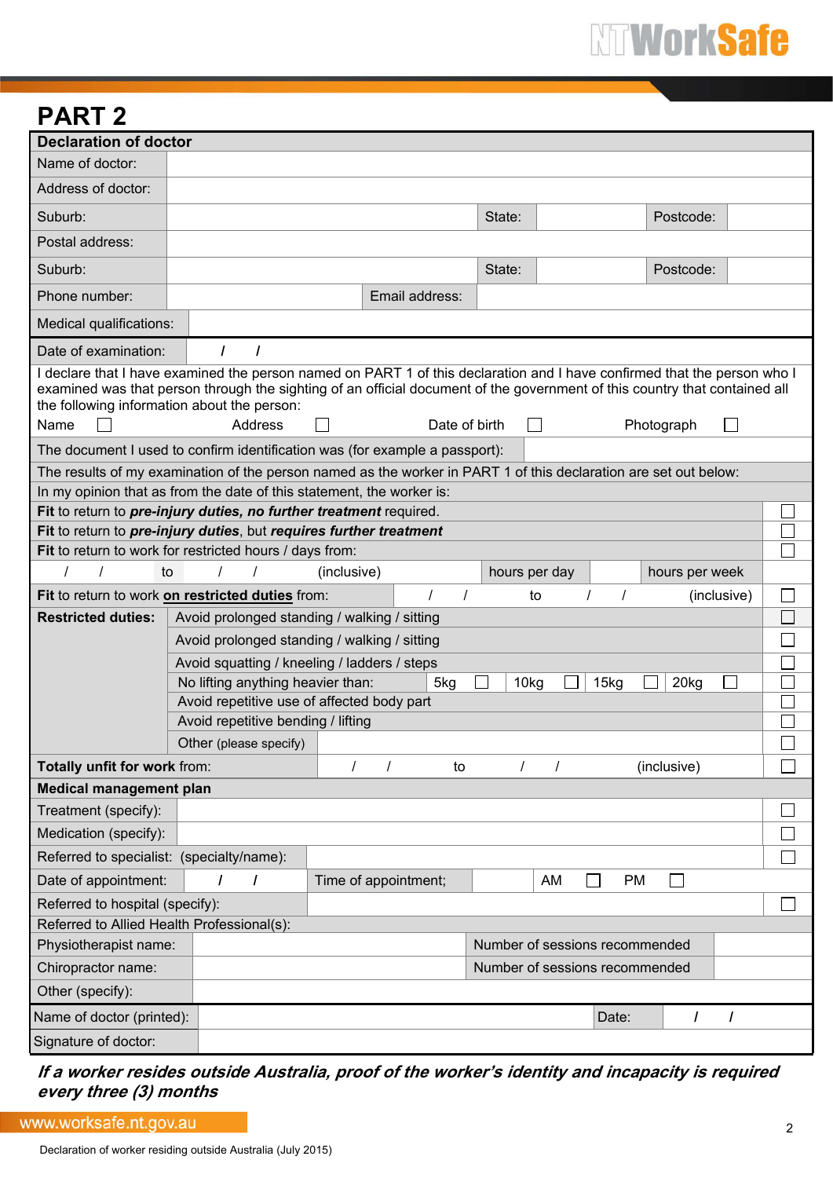# PART 2

**Declaration of doctor**

| | | | | | |
|---|---|---|---|---|---|
| Name of doctor: | | | | | |
| Address of doctor: | | | | | |
| Suburb: | | State: | | Postcode: | |
| Postal address: | | | | | |
| Suburb: | | State: | | Postcode: | |
| Phone number: | | Email address: | | | |
| Medical qualifications: | | | | | |

Date of examination: / /

I declare that I have examined the person named on PART 1 of this declaration and I have confirmed that the person who I examined was that person through the sighting of an official document of the government of this country that contained all the following information about the person:

Name ☐ Address ☐ Date of birth ☐ Photograph ☐

The document I used to confirm identification was (for example a passport):

The results of my examination of the person named as the worker in PART 1 of this declaration are set out below:

In my opinion that as from the date of this statement, the worker is:

| | |
|---|---|
| **Fit** to return to ***pre-injury duties, no further treatment*** required. | ☐ |
| **Fit** to return to ***pre-injury duties***, but ***requires further treatment*** | ☐ |
| **Fit** to return to work for restricted hours / days from: | ☐ |
| / / to / / (inclusive) hours per day hours per week | |
| **Fit** to return to work **on restricted duties** from: / / to / / (inclusive) | ☐ |

| | | |
|---|---|---|
| **Restricted duties:** | Avoid prolonged standing / walking / sitting | ☐ |
| | Avoid prolonged standing / walking / sitting | ☐ |
| | Avoid squatting / kneeling / ladders / steps | ☐ |
| | No lifting anything heavier than: 5kg ☐ 10kg ☐ 15kg ☐ 20kg ☐ | ☐ |
| | Avoid repetitive use of affected body part | ☐ |
| | Avoid repetitive bending / lifting | ☐ |
| | Other (please specify) | ☐ |
| **Totally unfit for work** from: | / / to / / (inclusive) | ☐ |

**Medical management plan**

| | | |
|---|---|---|
| Treatment (specify): | | ☐ |
| Medication (specify): | | ☐ |
| Referred to specialist: (specialty/name): | | ☐ |
| Date of appointment: / / | Time of appointment; AM ☐ PM ☐ | |
| Referred to hospital (specify): | | ☐ |

Referred to Allied Health Professional(s):

| | | | |
|---|---|---|---|
| Physiotherapist name: | | Number of sessions recommended | |
| Chiropractor name: | | Number of sessions recommended | |
| Other (specify): | | | |

| | | | |
|---|---|---|---|
| Name of doctor (printed): | | Date: | / / |
| Signature of doctor: | | | |

***If a worker resides outside Australia, proof of the worker's identity and incapacity is required every three (3) months***

www.worksafe.nt.gov.au

Declaration of worker residing outside Australia (July 2015)